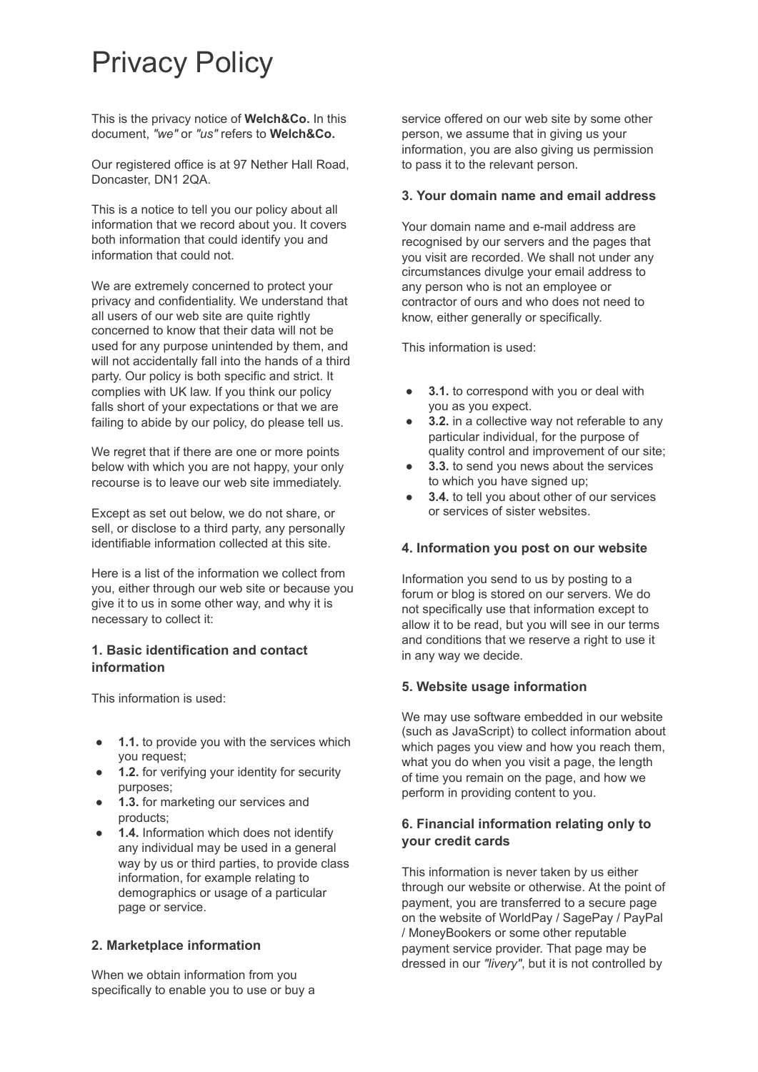# Privacy Policy

This is the privacy notice of **Welch&Co.** In this document, *"we"* or *"us"* refers to **Welch&Co.**

Our registered office is at 97 Nether Hall Road, Doncaster, DN1 2QA.

This is a notice to tell you our policy about all information that we record about you. It covers both information that could identify you and information that could not.

We are extremely concerned to protect your privacy and confidentiality. We understand that all users of our web site are quite rightly concerned to know that their data will not be used for any purpose unintended by them, and will not accidentally fall into the hands of a third party. Our policy is both specific and strict. It complies with UK law. If you think our policy falls short of your expectations or that we are failing to abide by our policy, do please tell us.

We regret that if there are one or more points below with which you are not happy, your only recourse is to leave our web site immediately.

Except as set out below, we do not share, or sell, or disclose to a third party, any personally identifiable information collected at this site.

Here is a list of the information we collect from you, either through our web site or because you give it to us in some other way, and why it is necessary to collect it:

### 1. Basic identification and contact information

This information is used:

- **1.1.** to provide you with the services which you request;
- **1.2.** for verifying your identity for security purposes;
- **1.3.** for marketing our services and products;
- **1.4.** Information which does not identify any individual may be used in a general way by us or third parties, to provide class information, for example relating to demographics or usage of a particular page or service.

### 2. Marketplace information

When we obtain information from you specifically to enable you to use or buy a service offered on our web site by some other person, we assume that in giving us your information, you are also giving us permission to pass it to the relevant person.

### 3. Your domain name and email address

Your domain name and e-mail address are recognised by our servers and the pages that you visit are recorded. We shall not under any circumstances divulge your email address to any person who is not an employee or contractor of ours and who does not need to know, either generally or specifically.

This information is used:

- **3.1.** to correspond with you or deal with you as you expect.
- **3.2.** in a collective way not referable to any particular individual, for the purpose of quality control and improvement of our site;
- **3.3.** to send you news about the services to which you have signed up;
- **3.4.** to tell you about other of our services or services of sister websites.

### 4. Information you post on our website

Information you send to us by posting to a forum or blog is stored on our servers. We do not specifically use that information except to allow it to be read, but you will see in our terms and conditions that we reserve a right to use it in any way we decide.

### 5. Website usage information

We may use software embedded in our website (such as JavaScript) to collect information about which pages you view and how you reach them, what you do when you visit a page, the length of time you remain on the page, and how we perform in providing content to you.

### 6. Financial information relating only to your credit cards

This information is never taken by us either through our website or otherwise. At the point of payment, you are transferred to a secure page on the website of WorldPay / SagePay / PayPal / MoneyBookers or some other reputable payment service provider. That page may be dressed in our *"livery"*, but it is not controlled by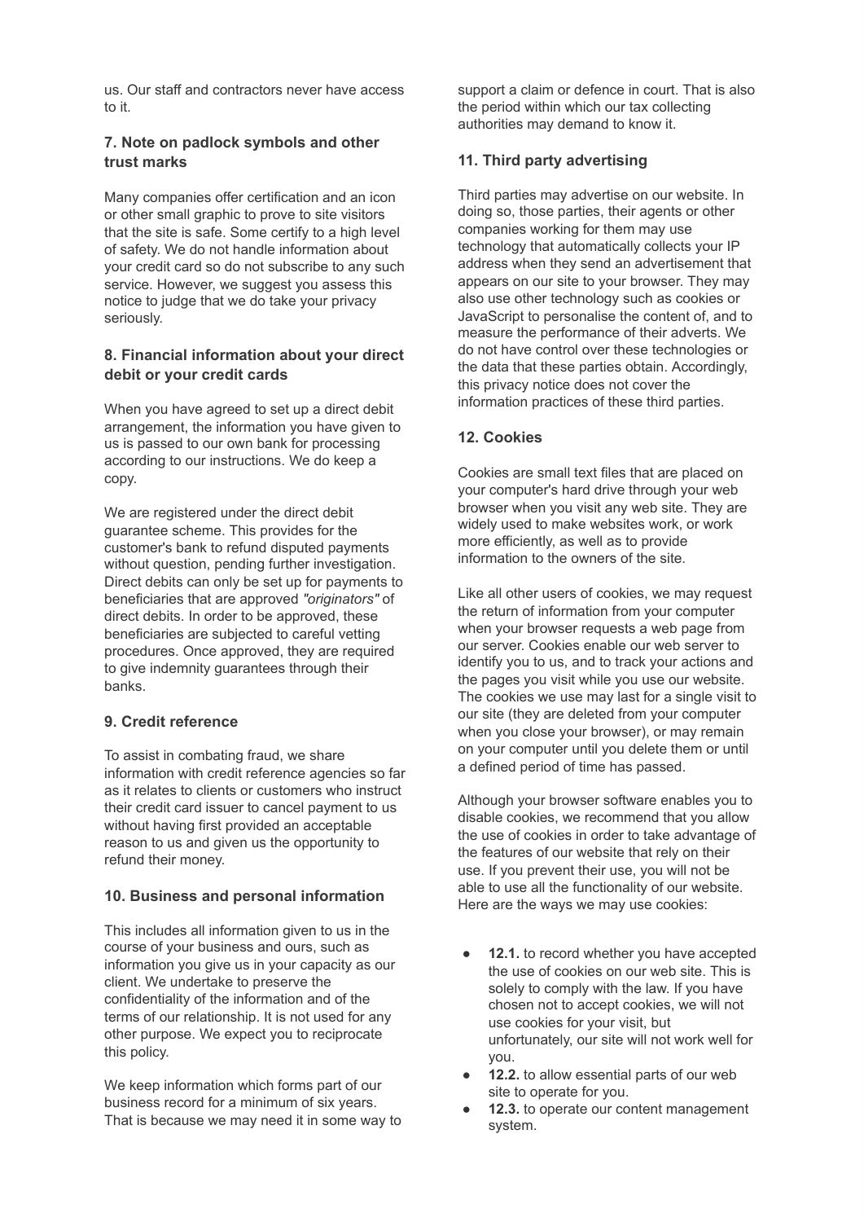us. Our staff and contractors never have access to it.

### 7. Note on padlock symbols and other trust marks

Many companies offer certification and an icon or other small graphic to prove to site visitors that the site is safe. Some certify to a high level of safety. We do not handle information about your credit card so do not subscribe to any such service. However, we suggest you assess this notice to judge that we do take your privacy seriously.

### 8. Financial information about your direct debit or your credit cards

When you have agreed to set up a direct debit arrangement, the information you have given to us is passed to our own bank for processing according to our instructions. We do keep a copy.

We are registered under the direct debit guarantee scheme. This provides for the customer's bank to refund disputed payments without question, pending further investigation. Direct debits can only be set up for payments to beneficiaries that are approved *"originators"* of direct debits. In order to be approved, these beneficiaries are subjected to careful vetting procedures. Once approved, they are required to give indemnity guarantees through their banks.

### 9. Credit reference

To assist in combating fraud, we share information with credit reference agencies so far as it relates to clients or customers who instruct their credit card issuer to cancel payment to us without having first provided an acceptable reason to us and given us the opportunity to refund their money.

### 10. Business and personal information

This includes all information given to us in the course of your business and ours, such as information you give us in your capacity as our client. We undertake to preserve the confidentiality of the information and of the terms of our relationship. It is not used for any other purpose. We expect you to reciprocate this policy.

We keep information which forms part of our business record for a minimum of six years. That is because we may need it in some way to support a claim or defence in court. That is also the period within which our tax collecting authorities may demand to know it.

### 11. Third party advertising

Third parties may advertise on our website. In doing so, those parties, their agents or other companies working for them may use technology that automatically collects your IP address when they send an advertisement that appears on our site to your browser. They may also use other technology such as cookies or JavaScript to personalise the content of, and to measure the performance of their adverts. We do not have control over these technologies or the data that these parties obtain. Accordingly, this privacy notice does not cover the information practices of these third parties.

### 12. Cookies

Cookies are small text files that are placed on your computer's hard drive through your web browser when you visit any web site. They are widely used to make websites work, or work more efficiently, as well as to provide information to the owners of the site.

Like all other users of cookies, we may request the return of information from your computer when your browser requests a web page from our server. Cookies enable our web server to identify you to us, and to track your actions and the pages you visit while you use our website. The cookies we use may last for a single visit to our site (they are deleted from your computer when you close your browser), or may remain on your computer until you delete them or until a defined period of time has passed.

Although your browser software enables you to disable cookies, we recommend that you allow the use of cookies in order to take advantage of the features of our website that rely on their use. If you prevent their use, you will not be able to use all the functionality of our website. Here are the ways we may use cookies:

- **12.1.** to record whether you have accepted the use of cookies on our web site. This is solely to comply with the law. If you have chosen not to accept cookies, we will not use cookies for your visit, but unfortunately, our site will not work well for you.
- **12.2.** to allow essential parts of our web site to operate for you.
- **12.3.** to operate our content management system.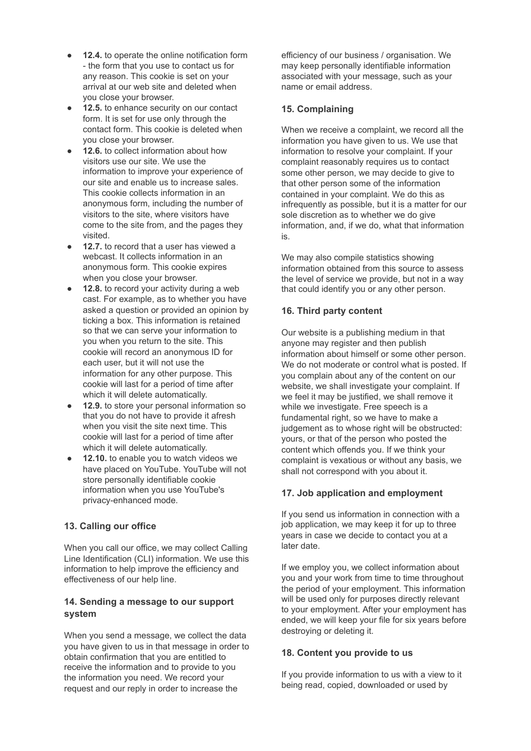- **12.4.** to operate the online notification form - the form that you use to contact us for any reason. This cookie is set on your arrival at our web site and deleted when you close your browser.
- **12.5.** to enhance security on our contact form. It is set for use only through the contact form. This cookie is deleted when you close your browser.
- **12.6.** to collect information about how visitors use our site. We use the information to improve your experience of our site and enable us to increase sales. This cookie collects information in an anonymous form, including the number of visitors to the site, where visitors have come to the site from, and the pages they visited.
- **12.7.** to record that a user has viewed a webcast. It collects information in an anonymous form. This cookie expires when you close your browser.
- **12.8.** to record your activity during a web cast. For example, as to whether you have asked a question or provided an opinion by ticking a box. This information is retained so that we can serve your information to you when you return to the site. This cookie will record an anonymous ID for each user, but it will not use the information for any other purpose. This cookie will last for a period of time after which it will delete automatically.
- **12.9.** to store your personal information so that you do not have to provide it afresh when you visit the site next time. This cookie will last for a period of time after which it will delete automatically.
- **12.10.** to enable you to watch videos we have placed on YouTube. YouTube will not store personally identifiable cookie information when you use YouTube's privacy-enhanced mode.

### 13. Calling our office

When you call our office, we may collect Calling Line Identification (CLI) information. We use this information to help improve the efficiency and effectiveness of our help line.

### 14. Sending a message to our support system

When you send a message, we collect the data you have given to us in that message in order to obtain confirmation that you are entitled to receive the information and to provide to you the information you need. We record your request and our reply in order to increase the efficiency of our business / organisation. We may keep personally identifiable information associated with your message, such as your name or email address.

### 15. Complaining

When we receive a complaint, we record all the information you have given to us. We use that information to resolve your complaint. If your complaint reasonably requires us to contact some other person, we may decide to give to that other person some of the information contained in your complaint. We do this as infrequently as possible, but it is a matter for our sole discretion as to whether we do give information, and, if we do, what that information is.

We may also compile statistics showing information obtained from this source to assess the level of service we provide, but not in a way that could identify you or any other person.

### 16. Third party content

Our website is a publishing medium in that anyone may register and then publish information about himself or some other person. We do not moderate or control what is posted. If you complain about any of the content on our website, we shall investigate your complaint. If we feel it may be justified, we shall remove it while we investigate. Free speech is a fundamental right, so we have to make a judgement as to whose right will be obstructed: yours, or that of the person who posted the content which offends you. If we think your complaint is vexatious or without any basis, we shall not correspond with you about it.

### 17. Job application and employment

If you send us information in connection with a job application, we may keep it for up to three years in case we decide to contact you at a later date.

If we employ you, we collect information about you and your work from time to time throughout the period of your employment. This information will be used only for purposes directly relevant to your employment. After your employment has ended, we will keep your file for six years before destroying or deleting it.

### 18. Content you provide to us

If you provide information to us with a view to it being read, copied, downloaded or used by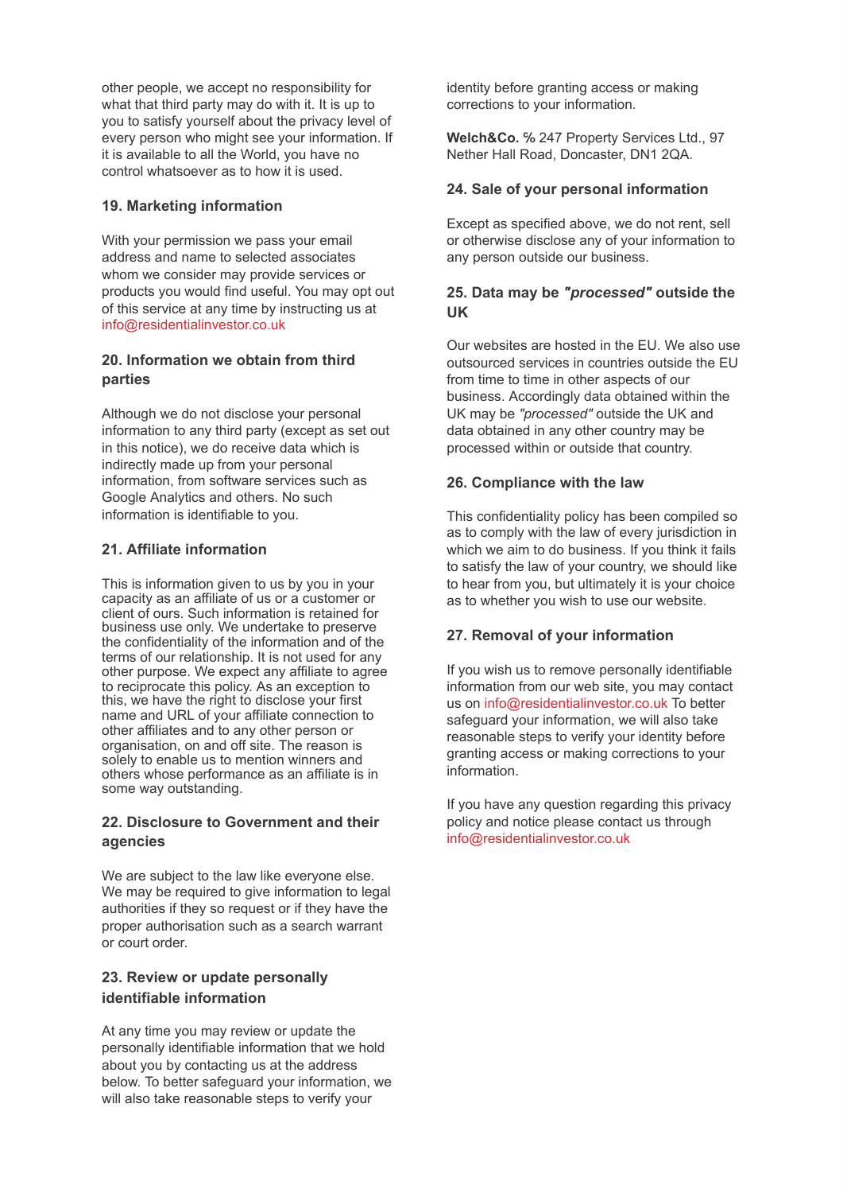other people, we accept no responsibility for what that third party may do with it. It is up to you to satisfy yourself about the privacy level of every person who might see your information. If it is available to all the World, you have no control whatsoever as to how it is used.

### 19. Marketing information

With your permission we pass your email address and name to selected associates whom we consider may provide services or products you would find useful. You may opt out of this service at any time by instructing us at info@residentialinvestor.co.uk

### 20. Information we obtain from third parties

Although we do not disclose your personal information to any third party (except as set out in this notice), we do receive data which is indirectly made up from your personal information, from software services such as Google Analytics and others. No such information is identifiable to you.

### 21. Affiliate information

This is information given to us by you in your capacity as an affiliate of us or a customer or client of ours. Such information is retained for business use only. We undertake to preserve the confidentiality of the information and of the terms of our relationship. It is not used for any other purpose. We expect any affiliate to agree to reciprocate this policy. As an exception to this, we have the right to disclose your first name and URL of your affiliate connection to other affiliates and to any other person or organisation, on and off site. The reason is solely to enable us to mention winners and others whose performance as an affiliate is in some way outstanding.

### 22. Disclosure to Government and their agencies

We are subject to the law like everyone else. We may be required to give information to legal authorities if they so request or if they have the proper authorisation such as a search warrant or court order.

### 23. Review or update personally identifiable information

At any time you may review or update the personally identifiable information that we hold about you by contacting us at the address below. To better safeguard your information, we will also take reasonable steps to verify your identity before granting access or making corrections to your information.

**Welch&Co.** % 247 Property Services Ltd., 97 Nether Hall Road, Doncaster, DN1 2QA.

### 24. Sale of your personal information

Except as specified above, we do not rent, sell or otherwise disclose any of your information to any person outside our business.

### 25. Data may be *"processed"* outside the UK

Our websites are hosted in the EU. We also use outsourced services in countries outside the EU from time to time in other aspects of our business. Accordingly data obtained within the UK may be *"processed"* outside the UK and data obtained in any other country may be processed within or outside that country.

### 26. Compliance with the law

This confidentiality policy has been compiled so as to comply with the law of every jurisdiction in which we aim to do business. If you think it fails to satisfy the law of your country, we should like to hear from you, but ultimately it is your choice as to whether you wish to use our website.

### 27. Removal of your information

If you wish us to remove personally identifiable information from our web site, you may contact us on info@residentialinvestor.co.uk To better safeguard your information, we will also take reasonable steps to verify your identity before granting access or making corrections to your information.

If you have any question regarding this privacy policy and notice please contact us through info@residentialinvestor.co.uk